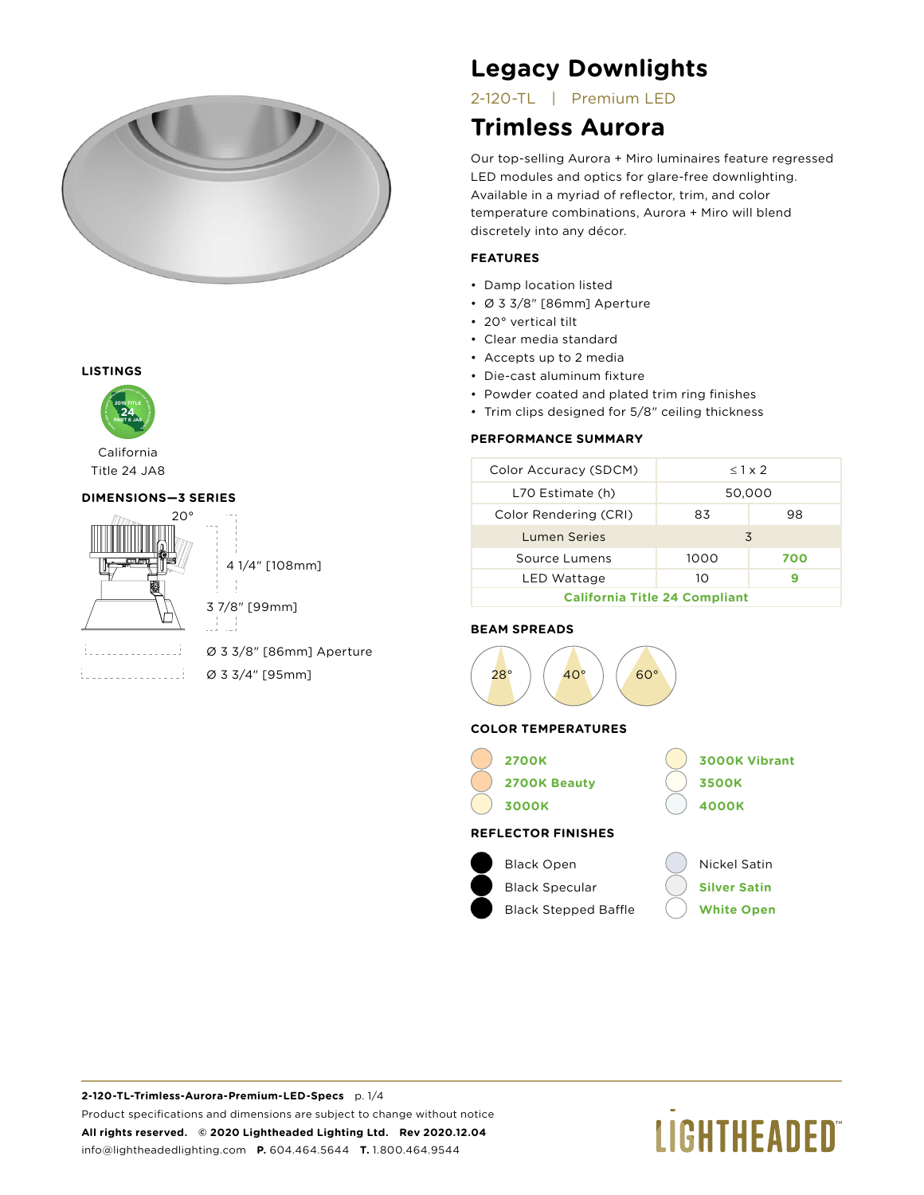# Legacy Downlights

2-120-TL | Premium LED

## Trimless Aurora

Our top-selling Aurora + Miro luminaires feature regressed LED modules and optics for glare-free downlighting. Available in a myriad of reflector, trim, and color temperature combinations, Aurora + Miro will blend discretely into any décor.

### FEATURES

- Damp location listed
- Ø 3 3/8" [86mm] Aperture
- 20° vertical tilt
- Clear media standard
- Accepts up to 2 media
- Die-cast aluminum fixture
- Powder coated and plated trim ring finishes
- Trim clips designed for 5/8" ceiling thickness

### PERFORMANCE SUMMARY

| | | |
|---|---|---|
| Color Accuracy (SDCM) | ≤ 1 x 2 | |
| L70 Estimate (h) | 50,000 | |
| Color Rendering (CRI) | 83 | 98 |
| Lumen Series | 3 | |
| Source Lumens | 1000 | **700** |
| LED Wattage | 10 | **9** |
| **California Title 24 Compliant** | | |

### BEAM SPREADS

28° | 40° | 60°

### COLOR TEMPERATURES

- **2700K**
- **2700K Beauty**
- **3000K**
- **3000K Vibrant**
- **3500K**
- **4000K**

### REFLECTOR FINISHES

- Black Open
- Black Specular
- Black Stepped Baffle
- Nickel Satin
- **Silver Satin**
- **White Open**

### LISTINGS

California Title 24 JA8

### DIMENSIONS—3 SERIES

20°

4 1/4" [108mm]

3 7/8" [99mm]

Ø 3 3/8" [86mm] Aperture

Ø 3 3/4" [95mm]

**2-120-TL-Trimless-Aurora-Premium-LED-Specs** p. 1/4

Product specifications and dimensions are subject to change without notice

**All rights reserved. © 2020 Lightheaded Lighting Ltd. Rev 2020.12.04**

info@lightheadedlighting.com **P.** 604.464.5644 **T.** 1.800.464.9544

LIGHTHEADED™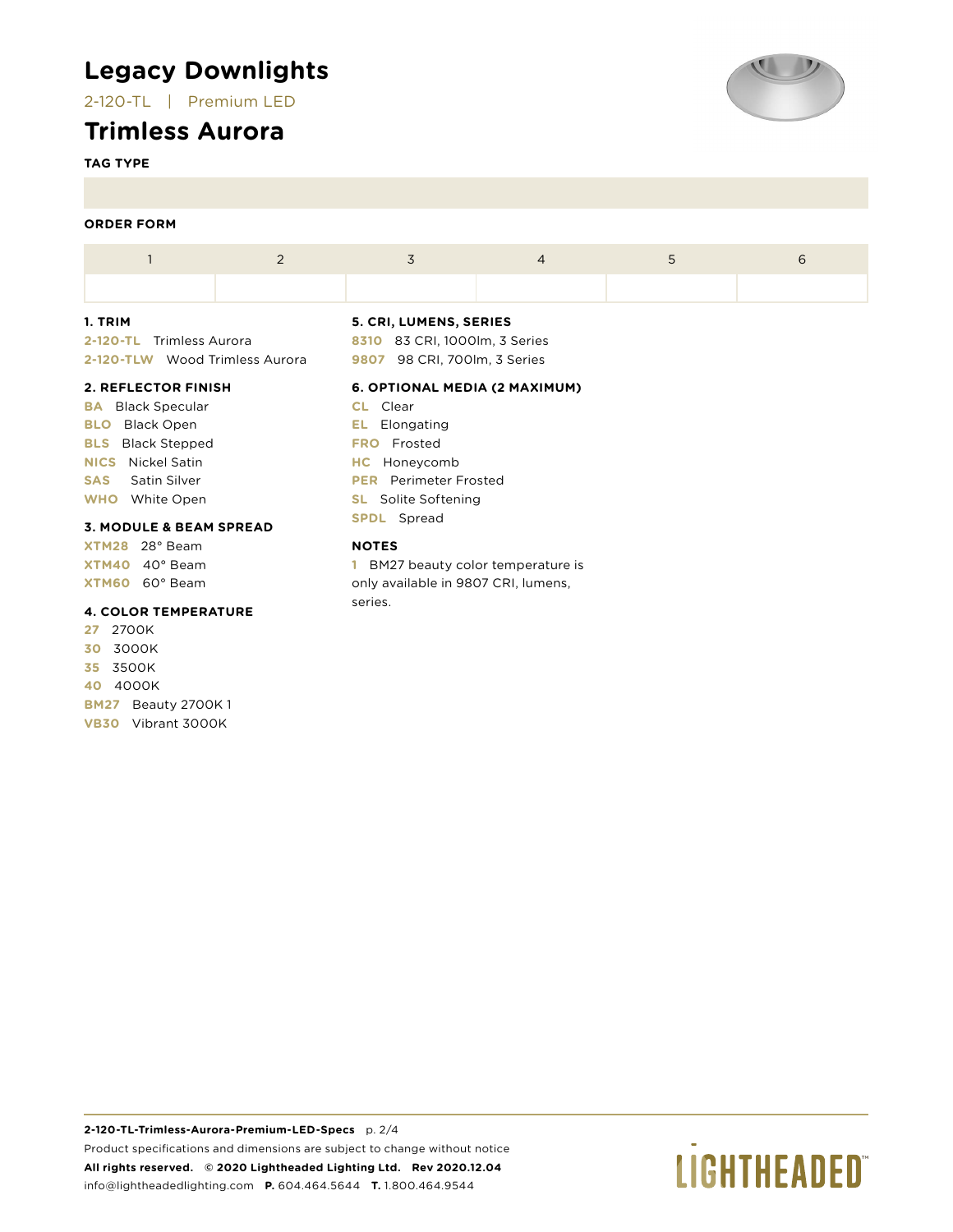# Legacy Downlights

2-120-TL | Premium LED

## Trimless Aurora

**TAG TYPE**

**ORDER FORM**

| 1 | 2 | 3 | 4 | 5 | 6 |
|---|---|---|---|---|---|
| | | | | | |

### 1. TRIM

**2-120-TL** Trimless Aurora
**2-120-TLW** Wood Trimless Aurora

### 2. REFLECTOR FINISH

**BA** Black Specular
**BLO** Black Open
**BLS** Black Stepped
**NICS** Nickel Satin
**SAS** Satin Silver
**WHO** White Open

### 3. MODULE & BEAM SPREAD

**XTM28** 28° Beam
**XTM40** 40° Beam
**XTM60** 60° Beam

### 4. COLOR TEMPERATURE

**27** 2700K
**30** 3000K
**35** 3500K
**40** 4000K
**BM27** Beauty 2700K 1
**VB30** Vibrant 3000K

### 5. CRI, LUMENS, SERIES

**8310** 83 CRI, 1000lm, 3 Series
**9807** 98 CRI, 700lm, 3 Series

### 6. OPTIONAL MEDIA (2 MAXIMUM)

**CL** Clear
**EL** Elongating
**FRO** Frosted
**HC** Honeycomb
**PER** Perimeter Frosted
**SL** Solite Softening
**SPDL** Spread

### NOTES

**1** BM27 beauty color temperature is only available in 9807 CRI, lumens, series.

**2-120-TL-Trimless-Aurora-Premium-LED-Specs** p. 2/4
Product specifications and dimensions are subject to change without notice
**All rights reserved. © 2020 Lightheaded Lighting Ltd. Rev 2020.12.04**
info@lightheadedlighting.com **P.** 604.464.5644 **T.** 1.800.464.9544

LIGHTHEADED™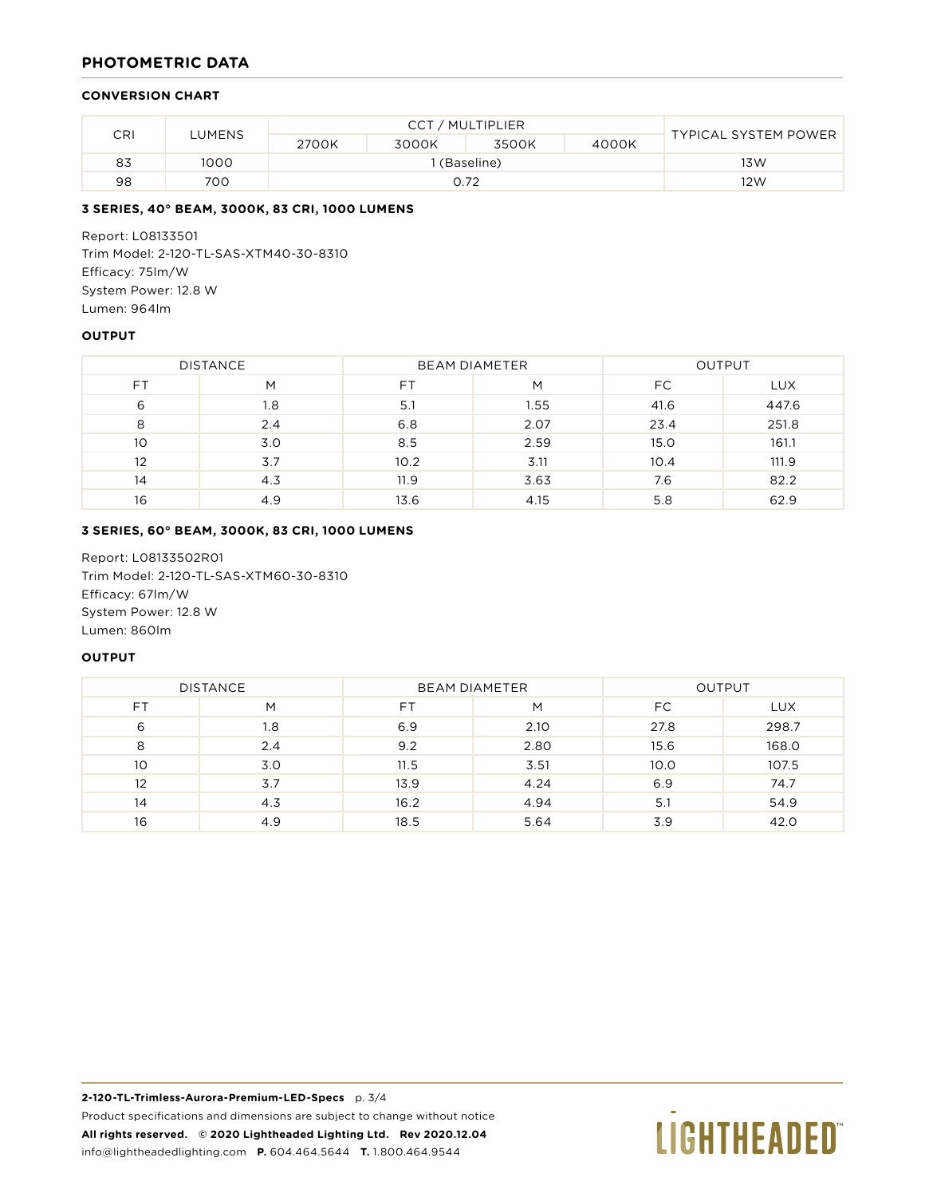## PHOTOMETRIC DATA

### CONVERSION CHART

| CRI | LUMENS | CCT / MULTIPLIER | | | | TYPICAL SYSTEM POWER |
|---|---|---|---|---|---|---|
| | | 2700K | 3000K | 3500K | 4000K | |
| 83 | 1000 | 1 (Baseline) | | | | 13W |
| 98 | 700 | 0.72 | | | | 12W |

### 3 SERIES, 40° BEAM, 3000K, 83 CRI, 1000 LUMENS

Report: L08133501
Trim Model: 2-120-TL-SAS-XTM40-30-8310
Efficacy: 75lm/W
System Power: 12.8 W
Lumen: 964lm

### OUTPUT

| DISTANCE | | BEAM DIAMETER | | OUTPUT | |
|---|---|---|---|---|---|
| FT | M | FT | M | FC | LUX |
| 6 | 1.8 | 5.1 | 1.55 | 41.6 | 447.6 |
| 8 | 2.4 | 6.8 | 2.07 | 23.4 | 251.8 |
| 10 | 3.0 | 8.5 | 2.59 | 15.0 | 161.1 |
| 12 | 3.7 | 10.2 | 3.11 | 10.4 | 111.9 |
| 14 | 4.3 | 11.9 | 3.63 | 7.6 | 82.2 |
| 16 | 4.9 | 13.6 | 4.15 | 5.8 | 62.9 |

### 3 SERIES, 60° BEAM, 3000K, 83 CRI, 1000 LUMENS

Report: L08133502R01
Trim Model: 2-120-TL-SAS-XTM60-30-8310
Efficacy: 67lm/W
System Power: 12.8 W
Lumen: 860lm

### OUTPUT

| DISTANCE | | BEAM DIAMETER | | OUTPUT | |
|---|---|---|---|---|---|
| FT | M | FT | M | FC | LUX |
| 6 | 1.8 | 6.9 | 2.10 | 27.8 | 298.7 |
| 8 | 2.4 | 9.2 | 2.80 | 15.6 | 168.0 |
| 10 | 3.0 | 11.5 | 3.51 | 10.0 | 107.5 |
| 12 | 3.7 | 13.9 | 4.24 | 6.9 | 74.7 |
| 14 | 4.3 | 16.2 | 4.94 | 5.1 | 54.9 |
| 16 | 4.9 | 18.5 | 5.64 | 3.9 | 42.0 |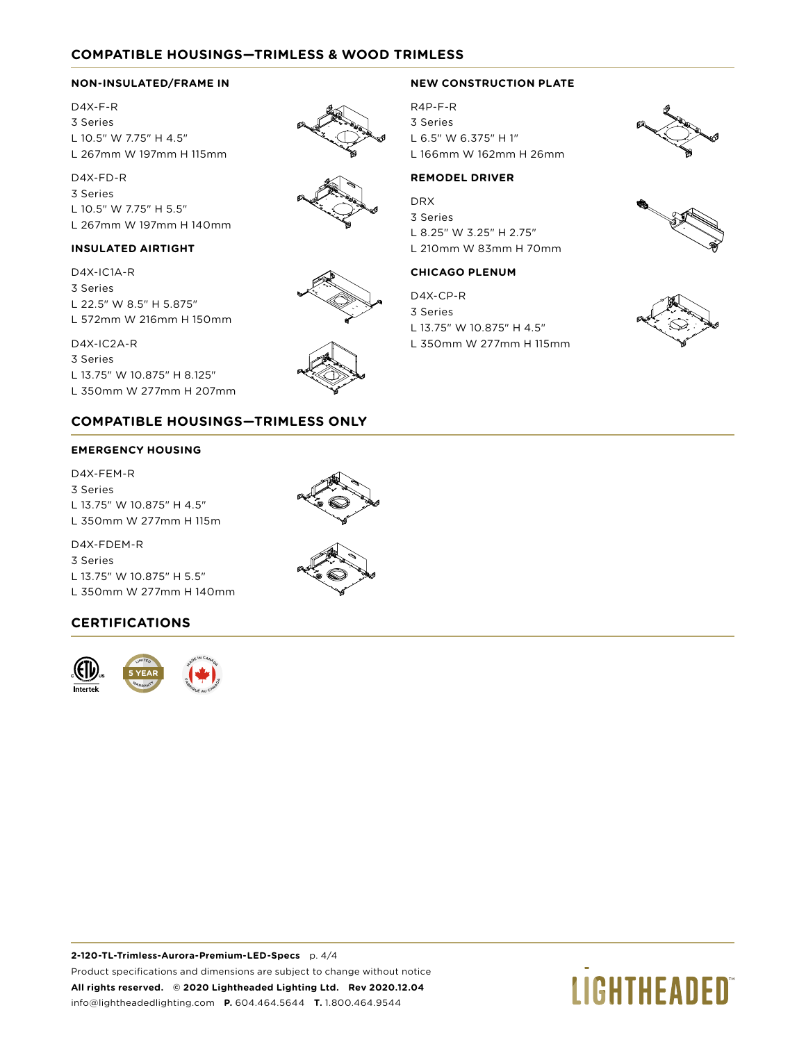## COMPATIBLE HOUSINGS—TRIMLESS & WOOD TRIMLESS

### NON-INSULATED/FRAME IN

D4X-F-R
3 Series
L 10.5" W 7.75" H 4.5"
L 267mm W 197mm H 115mm

D4X-FD-R
3 Series
L 10.5" W 7.75" H 5.5"
L 267mm W 197mm H 140mm

### INSULATED AIRTIGHT

D4X-IC1A-R
3 Series
L 22.5" W 8.5" H 5.875"
L 572mm W 216mm H 150mm

D4X-IC2A-R
3 Series
L 13.75" W 10.875" H 8.125"
L 350mm W 277mm H 207mm

### NEW CONSTRUCTION PLATE

R4P-F-R
3 Series
L 6.5" W 6.375" H 1"
L 166mm W 162mm H 26mm

### REMODEL DRIVER

DRX
3 Series
L 8.25" W 3.25" H 2.75"
L 210mm W 83mm H 70mm

### CHICAGO PLENUM

D4X-CP-R
3 Series
L 13.75" W 10.875" H 4.5"
L 350mm W 277mm H 115mm

## COMPATIBLE HOUSINGS—TRIMLESS ONLY

### EMERGENCY HOUSING

D4X-FEM-R
3 Series
L 13.75" W 10.875" H 4.5"
L 350mm W 277mm H 115m

D4X-FDEM-R
3 Series
L 13.75" W 10.875" H 5.5"
L 350mm W 277mm H 140mm

## CERTIFICATIONS

Intertek
LIMITED 5 YEAR WARRANTY
MADE IN CANADA FABRIQUÉ AU CANADA

**2-120-TL-Trimless-Aurora-Premium-LED-Specs** p. 4/4
Product specifications and dimensions are subject to change without notice
**All rights reserved. © 2020 Lightheaded Lighting Ltd. Rev 2020.12.04**
info@lightheadedlighting.com **P.** 604.464.5644 **T.** 1.800.464.9544

LIGHTHEADED™